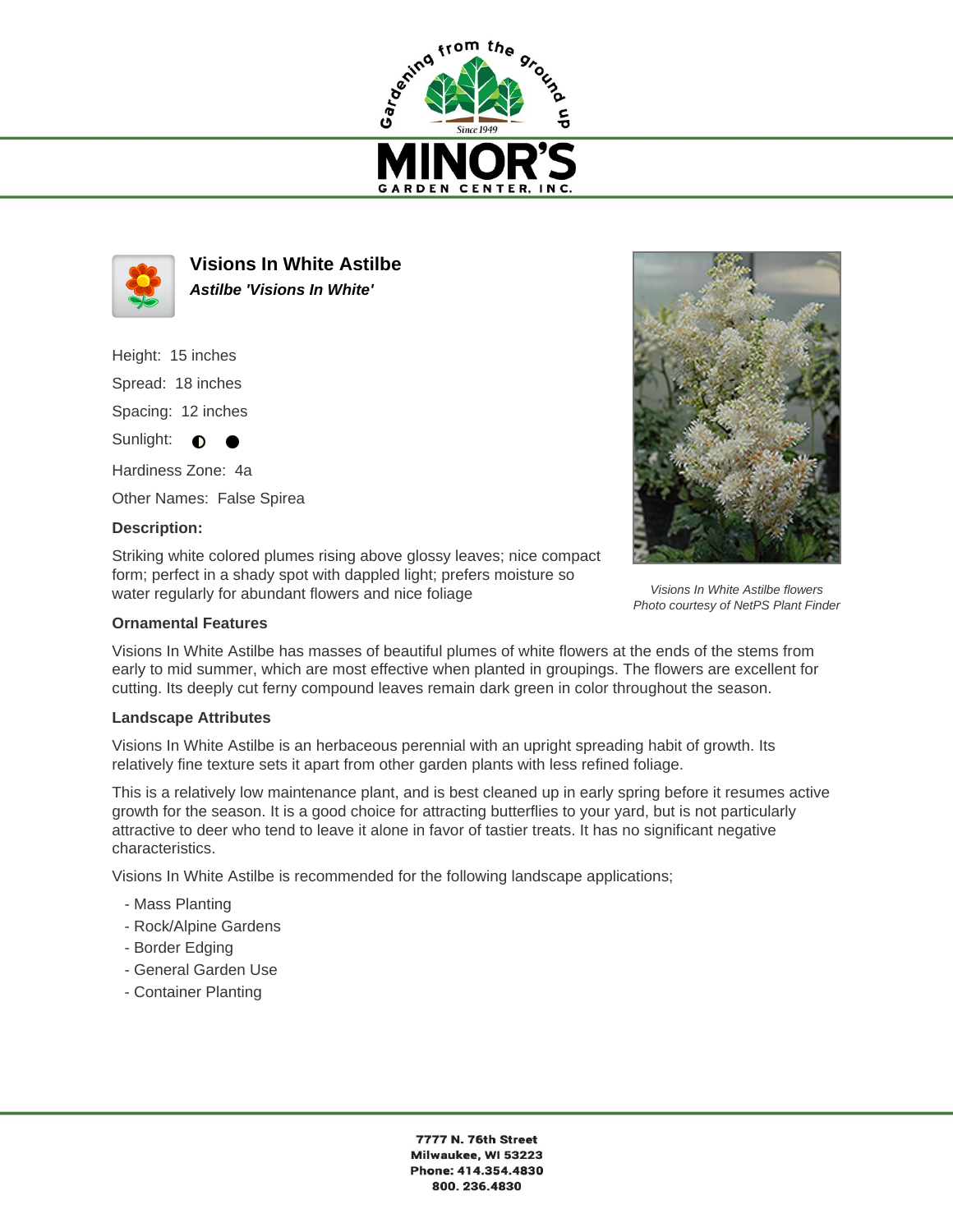# Visions In White Astilbe

***Astilbe 'Visions In White'***

Height: 15 inches

Spread: 18 inches

Spacing: 12 inches

Sunlight: ◐ ●

Hardiness Zone: 4a

Other Names: False Spirea

**Description:**

Striking white colored plumes rising above glossy leaves; nice compact form; perfect in a shady spot with dappled light; prefers moisture so water regularly for abundant flowers and nice foliage

*Visions In White Astilbe flowers*
*Photo courtesy of NetPS Plant Finder*

**Ornamental Features**

Visions In White Astilbe has masses of beautiful plumes of white flowers at the ends of the stems from early to mid summer, which are most effective when planted in groupings. The flowers are excellent for cutting. Its deeply cut ferny compound leaves remain dark green in color throughout the season.

**Landscape Attributes**

Visions In White Astilbe is an herbaceous perennial with an upright spreading habit of growth. Its relatively fine texture sets it apart from other garden plants with less refined foliage.

This is a relatively low maintenance plant, and is best cleaned up in early spring before it resumes active growth for the season. It is a good choice for attracting butterflies to your yard, but is not particularly attractive to deer who tend to leave it alone in favor of tastier treats. It has no significant negative characteristics.

Visions In White Astilbe is recommended for the following landscape applications;

- Mass Planting
- Rock/Alpine Gardens
- Border Edging
- General Garden Use
- Container Planting

**7777 N. 76th Street**
**Milwaukee, WI 53223**
**Phone: 414.354.4830**
**800. 236.4830**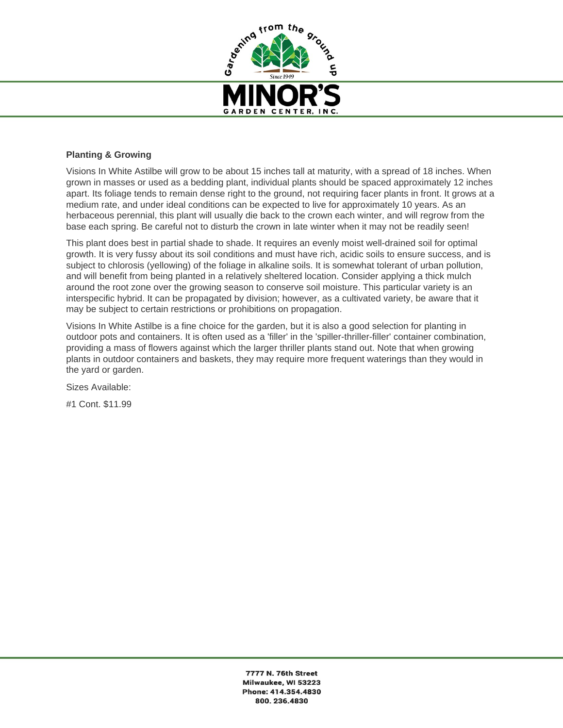## Planting & Growing

Visions In White Astilbe will grow to be about 15 inches tall at maturity, with a spread of 18 inches. When grown in masses or used as a bedding plant, individual plants should be spaced approximately 12 inches apart. Its foliage tends to remain dense right to the ground, not requiring facer plants in front. It grows at a medium rate, and under ideal conditions can be expected to live for approximately 10 years. As an herbaceous perennial, this plant will usually die back to the crown each winter, and will regrow from the base each spring. Be careful not to disturb the crown in late winter when it may not be readily seen!

This plant does best in partial shade to shade. It requires an evenly moist well-drained soil for optimal growth. It is very fussy about its soil conditions and must have rich, acidic soils to ensure success, and is subject to chlorosis (yellowing) of the foliage in alkaline soils. It is somewhat tolerant of urban pollution, and will benefit from being planted in a relatively sheltered location. Consider applying a thick mulch around the root zone over the growing season to conserve soil moisture. This particular variety is an interspecific hybrid. It can be propagated by division; however, as a cultivated variety, be aware that it may be subject to certain restrictions or prohibitions on propagation.

Visions In White Astilbe is a fine choice for the garden, but it is also a good selection for planting in outdoor pots and containers. It is often used as a 'filler' in the 'spiller-thriller-filler' container combination, providing a mass of flowers against which the larger thriller plants stand out. Note that when growing plants in outdoor containers and baskets, they may require more frequent waterings than they would in the yard or garden.

Sizes Available:

#1 Cont. $11.99